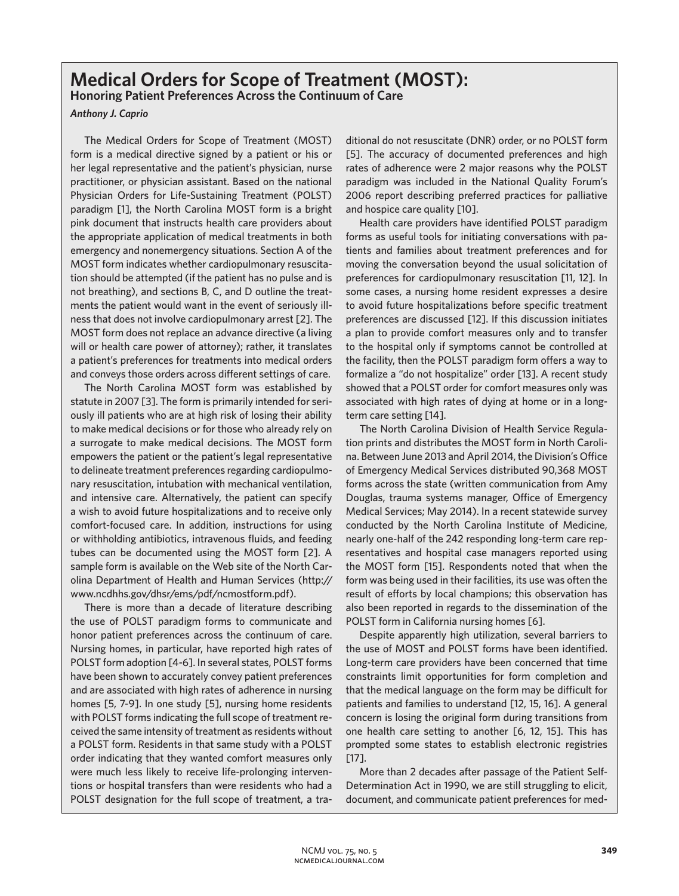# Medical Orders for Scope of Treatment (MOST):

## Honoring Patient Preferences Across the Continuum of Care

*Anthony J. Caprio*

The Medical Orders for Scope of Treatment (MOST) form is a medical directive signed by a patient or his or her legal representative and the patient's physician, nurse practitioner, or physician assistant. Based on the national Physician Orders for Life-Sustaining Treatment (POLST) paradigm [1], the North Carolina MOST form is a bright pink document that instructs health care providers about the appropriate application of medical treatments in both emergency and nonemergency situations. Section A of the MOST form indicates whether cardiopulmonary resuscitation should be attempted (if the patient has no pulse and is not breathing), and sections B, C, and D outline the treatments the patient would want in the event of seriously illness that does not involve cardiopulmonary arrest [2]. The MOST form does not replace an advance directive (a living will or health care power of attorney); rather, it translates a patient's preferences for treatments into medical orders and conveys those orders across different settings of care.

The North Carolina MOST form was established by statute in 2007 [3]. The form is primarily intended for seriously ill patients who are at high risk of losing their ability to make medical decisions or for those who already rely on a surrogate to make medical decisions. The MOST form empowers the patient or the patient's legal representative to delineate treatment preferences regarding cardiopulmonary resuscitation, intubation with mechanical ventilation, and intensive care. Alternatively, the patient can specify a wish to avoid future hospitalizations and to receive only comfort-focused care. In addition, instructions for using or withholding antibiotics, intravenous fluids, and feeding tubes can be documented using the MOST form [2]. A sample form is available on the Web site of the North Carolina Department of Health and Human Services (http://www.ncdhhs.gov/dhsr/ems/pdf/ncmostform.pdf).

There is more than a decade of literature describing the use of POLST paradigm forms to communicate and honor patient preferences across the continuum of care. Nursing homes, in particular, have reported high rates of POLST form adoption [4-6]. In several states, POLST forms have been shown to accurately convey patient preferences and are associated with high rates of adherence in nursing homes [5, 7-9]. In one study [5], nursing home residents with POLST forms indicating the full scope of treatment received the same intensity of treatment as residents without a POLST form. Residents in that same study with a POLST order indicating that they wanted comfort measures only were much less likely to receive life-prolonging interventions or hospital transfers than were residents who had a POLST designation for the full scope of treatment, a traditional do not resuscitate (DNR) order, or no POLST form [5]. The accuracy of documented preferences and high rates of adherence were 2 major reasons why the POLST paradigm was included in the National Quality Forum's 2006 report describing preferred practices for palliative and hospice care quality [10].

Health care providers have identified POLST paradigm forms as useful tools for initiating conversations with patients and families about treatment preferences and for moving the conversation beyond the usual solicitation of preferences for cardiopulmonary resuscitation [11, 12]. In some cases, a nursing home resident expresses a desire to avoid future hospitalizations before specific treatment preferences are discussed [12]. If this discussion initiates a plan to provide comfort measures only and to transfer to the hospital only if symptoms cannot be controlled at the facility, then the POLST paradigm form offers a way to formalize a "do not hospitalize" order [13]. A recent study showed that a POLST order for comfort measures only was associated with high rates of dying at home or in a long-term care setting [14].

The North Carolina Division of Health Service Regulation prints and distributes the MOST form in North Carolina. Between June 2013 and April 2014, the Division's Office of Emergency Medical Services distributed 90,368 MOST forms across the state (written communication from Amy Douglas, trauma systems manager, Office of Emergency Medical Services; May 2014). In a recent statewide survey conducted by the North Carolina Institute of Medicine, nearly one-half of the 242 responding long-term care representatives and hospital case managers reported using the MOST form [15]. Respondents noted that when the form was being used in their facilities, its use was often the result of efforts by local champions; this observation has also been reported in regards to the dissemination of the POLST form in California nursing homes [6].

Despite apparently high utilization, several barriers to the use of MOST and POLST forms have been identified. Long-term care providers have been concerned that time constraints limit opportunities for form completion and that the medical language on the form may be difficult for patients and families to understand [12, 15, 16]. A general concern is losing the original form during transitions from one health care setting to another [6, 12, 15]. This has prompted some states to establish electronic registries [17].

More than 2 decades after passage of the Patient Self-Determination Act in 1990, we are still struggling to elicit, document, and communicate patient preferences for med-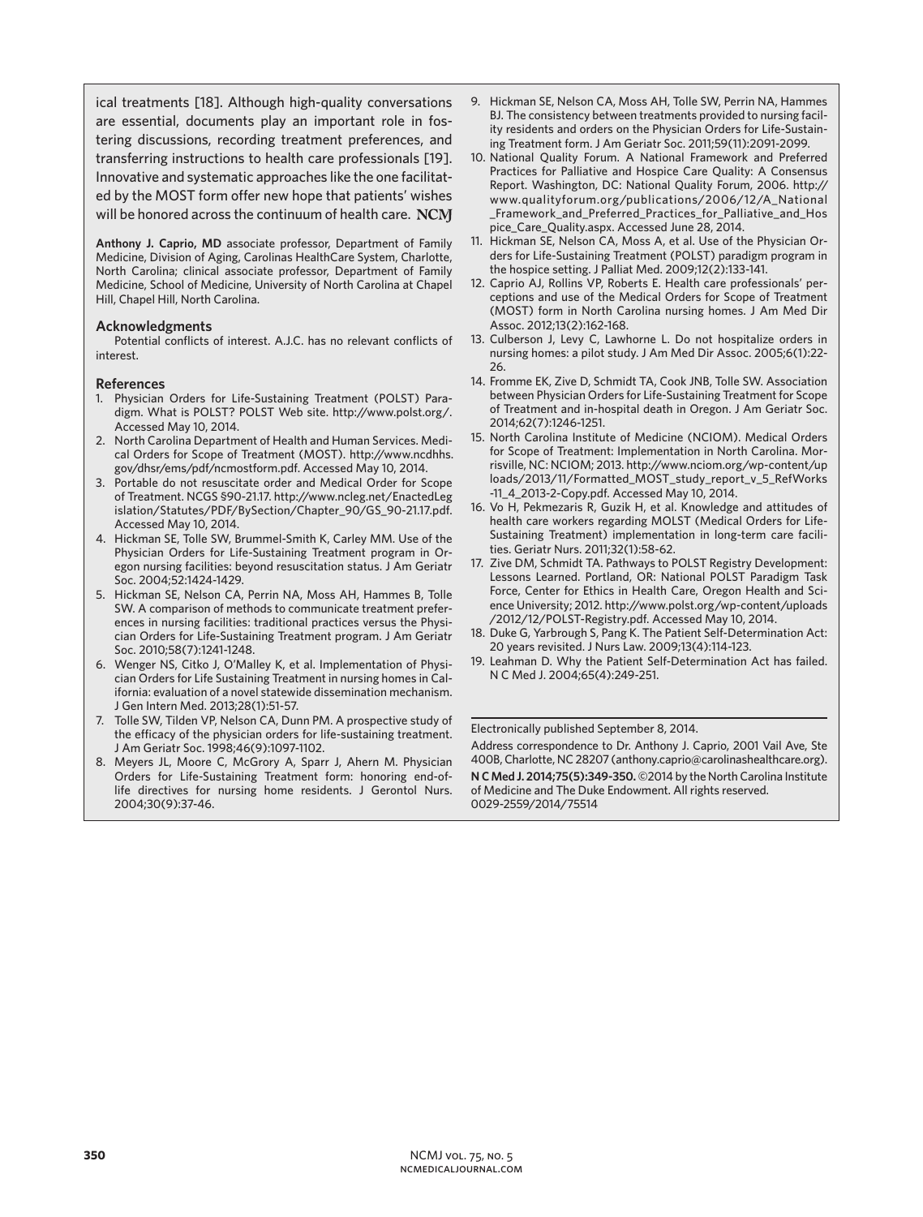ical treatments [18]. Although high-quality conversations are essential, documents play an important role in fostering discussions, recording treatment preferences, and transferring instructions to health care professionals [19]. Innovative and systematic approaches like the one facilitated by the MOST form offer new hope that patients' wishes will be honored across the continuum of health care. NCMJ

**Anthony J. Caprio, MD** associate professor, Department of Family Medicine, Division of Aging, Carolinas HealthCare System, Charlotte, North Carolina; clinical associate professor, Department of Family Medicine, School of Medicine, University of North Carolina at Chapel Hill, Chapel Hill, North Carolina.

### Acknowledgments

Potential conflicts of interest. A.J.C. has no relevant conflicts of interest.

### References

1. Physician Orders for Life-Sustaining Treatment (POLST) Paradigm. What is POLST? POLST Web site. http://www.polst.org/. Accessed May 10, 2014.
2. North Carolina Department of Health and Human Services. Medical Orders for Scope of Treatment (MOST). http://www.ncdhhs.gov/dhsr/ems/pdf/ncmostform.pdf. Accessed May 10, 2014.
3. Portable do not resuscitate order and Medical Order for Scope of Treatment. NCGS §90-21.17. http://www.ncleg.net/EnactedLegislation/Statutes/PDF/BySection/Chapter_90/GS_90-21.17.pdf. Accessed May 10, 2014.
4. Hickman SE, Tolle SW, Brummel-Smith K, Carley MM. Use of the Physician Orders for Life-Sustaining Treatment program in Oregon nursing facilities: beyond resuscitation status. J Am Geriatr Soc. 2004;52:1424-1429.
5. Hickman SE, Nelson CA, Perrin NA, Moss AH, Hammes B, Tolle SW. A comparison of methods to communicate treatment preferences in nursing facilities: traditional practices versus the Physician Orders for Life-Sustaining Treatment program. J Am Geriatr Soc. 2010;58(7):1241-1248.
6. Wenger NS, Citko J, O'Malley K, et al. Implementation of Physician Orders for Life Sustaining Treatment in nursing homes in California: evaluation of a novel statewide dissemination mechanism. J Gen Intern Med. 2013;28(1):51-57.
7. Tolle SW, Tilden VP, Nelson CA, Dunn PM. A prospective study of the efficacy of the physician orders for life-sustaining treatment. J Am Geriatr Soc. 1998;46(9):1097-1102.
8. Meyers JL, Moore C, McGrory A, Sparr J, Ahern M. Physician Orders for Life-Sustaining Treatment form: honoring end-of-life directives for nursing home residents. J Gerontol Nurs. 2004;30(9):37-46.
9. Hickman SE, Nelson CA, Moss AH, Tolle SW, Perrin NA, Hammes BJ. The consistency between treatments provided to nursing facility residents and orders on the Physician Orders for Life-Sustaining Treatment form. J Am Geriatr Soc. 2011;59(11):2091-2099.
10. National Quality Forum. A National Framework and Preferred Practices for Palliative and Hospice Care Quality: A Consensus Report. Washington, DC: National Quality Forum, 2006. http://www.qualityforum.org/publications/2006/12/A_National_Framework_and_Preferred_Practices_for_Palliative_and_Hospice_Care_Quality.aspx. Accessed June 28, 2014.
11. Hickman SE, Nelson CA, Moss A, et al. Use of the Physician Orders for Life-Sustaining Treatment (POLST) paradigm program in the hospice setting. J Palliat Med. 2009;12(2):133-141.
12. Caprio AJ, Rollins VP, Roberts E. Health care professionals' perceptions and use of the Medical Orders for Scope of Treatment (MOST) form in North Carolina nursing homes. J Am Med Dir Assoc. 2012;13(2):162-168.
13. Culberson J, Levy C, Lawhorne L. Do not hospitalize orders in nursing homes: a pilot study. J Am Med Dir Assoc. 2005;6(1):22-26.
14. Fromme EK, Zive D, Schmidt TA, Cook JNB, Tolle SW. Association between Physician Orders for Life-Sustaining Treatment for Scope of Treatment and in-hospital death in Oregon. J Am Geriatr Soc. 2014;62(7):1246-1251.
15. North Carolina Institute of Medicine (NCIOM). Medical Orders for Scope of Treatment: Implementation in North Carolina. Morrisville, NC: NCIOM; 2013. http://www.nciom.org/wp-content/uploads/2013/11/Formatted_MOST_study_report_v_5_RefWorks-11_4_2013-2-Copy.pdf. Accessed May 10, 2014.
16. Vo H, Pekmezaris R, Guzik H, et al. Knowledge and attitudes of health care workers regarding MOLST (Medical Orders for Life-Sustaining Treatment) implementation in long-term care facilities. Geriatr Nurs. 2011;32(1):58-62.
17. Zive DM, Schmidt TA. Pathways to POLST Registry Development: Lessons Learned. Portland, OR: National POLST Paradigm Task Force, Center for Ethics in Health Care, Oregon Health and Science University; 2012. http://www.polst.org/wp-content/uploads/2012/12/POLST-Registry.pdf. Accessed May 10, 2014.
18. Duke G, Yarbrough S, Pang K. The Patient Self-Determination Act: 20 years revisited. J Nurs Law. 2009;13(4):114-123.
19. Leahman D. Why the Patient Self-Determination Act has failed. N C Med J. 2004;65(4):249-251.

Electronically published September 8, 2014.

Address correspondence to Dr. Anthony J. Caprio, 2001 Vail Ave, Ste 400B, Charlotte, NC 28207 (anthony.caprio@carolinashealthcare.org).

**N C Med J. 2014;75(5):349-350.** ©2014 by the North Carolina Institute of Medicine and The Duke Endowment. All rights reserved.
0029-2559/2014/75514